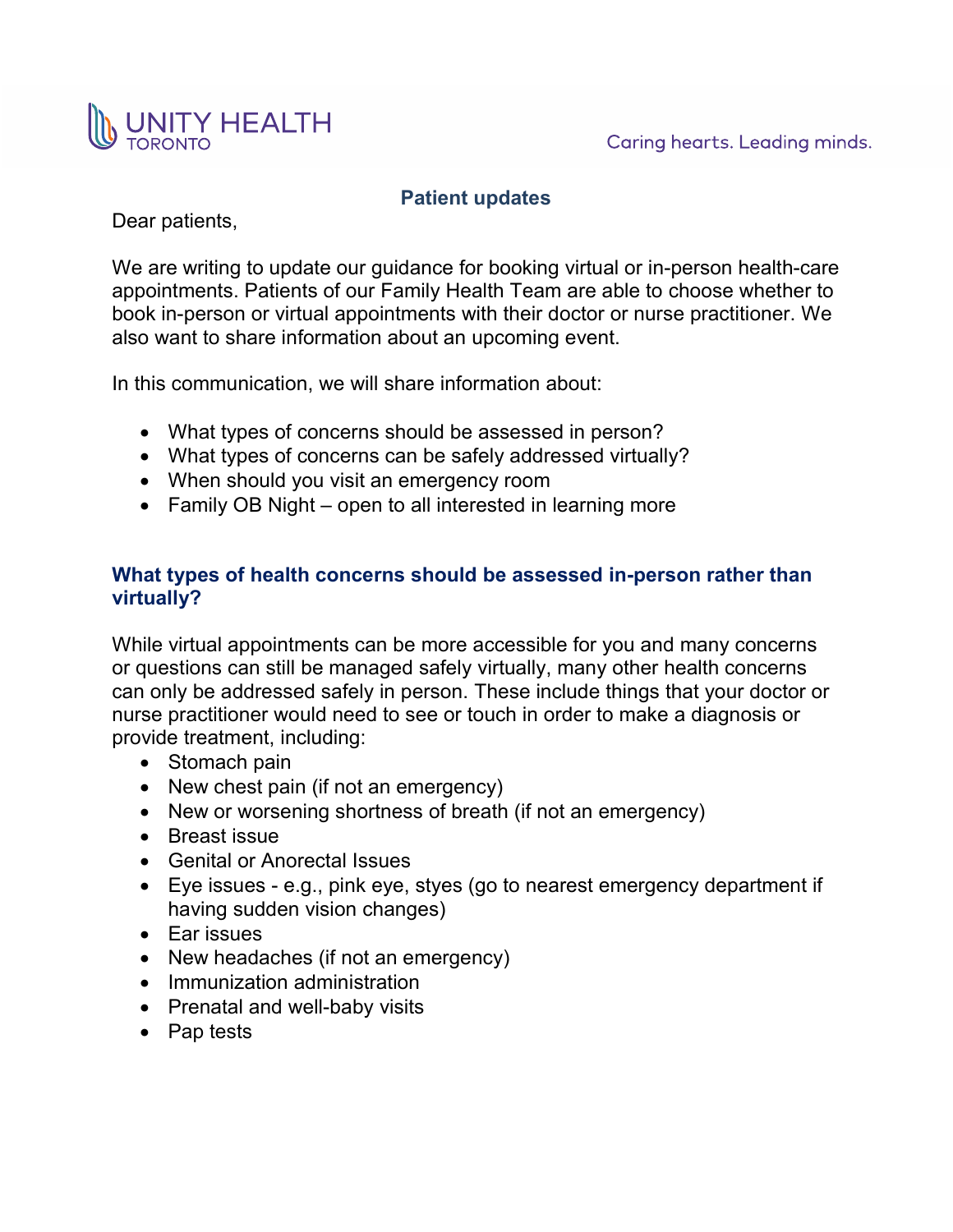UNITY HEALTH TORONTO

Caring hearts. Leading minds.

## Patient updates

Dear patients,

We are writing to update our guidance for booking virtual or in-person health-care appointments. Patients of our Family Health Team are able to choose whether to book in-person or virtual appointments with their doctor or nurse practitioner. We also want to share information about an upcoming event.

In this communication, we will share information about:

- What types of concerns should be assessed in person?
- What types of concerns can be safely addressed virtually?
- When should you visit an emergency room
- Family OB Night – open to all interested in learning more

### What types of health concerns should be assessed in-person rather than virtually?

While virtual appointments can be more accessible for you and many concerns or questions can still be managed safely virtually, many other health concerns can only be addressed safely in person. These include things that your doctor or nurse practitioner would need to see or touch in order to make a diagnosis or provide treatment, including:

- Stomach pain
- New chest pain (if not an emergency)
- New or worsening shortness of breath (if not an emergency)
- Breast issue
- Genital or Anorectal Issues
- Eye issues - e.g., pink eye, styes (go to nearest emergency department if having sudden vision changes)
- Ear issues
- New headaches (if not an emergency)
- Immunization administration
- Prenatal and well-baby visits
- Pap tests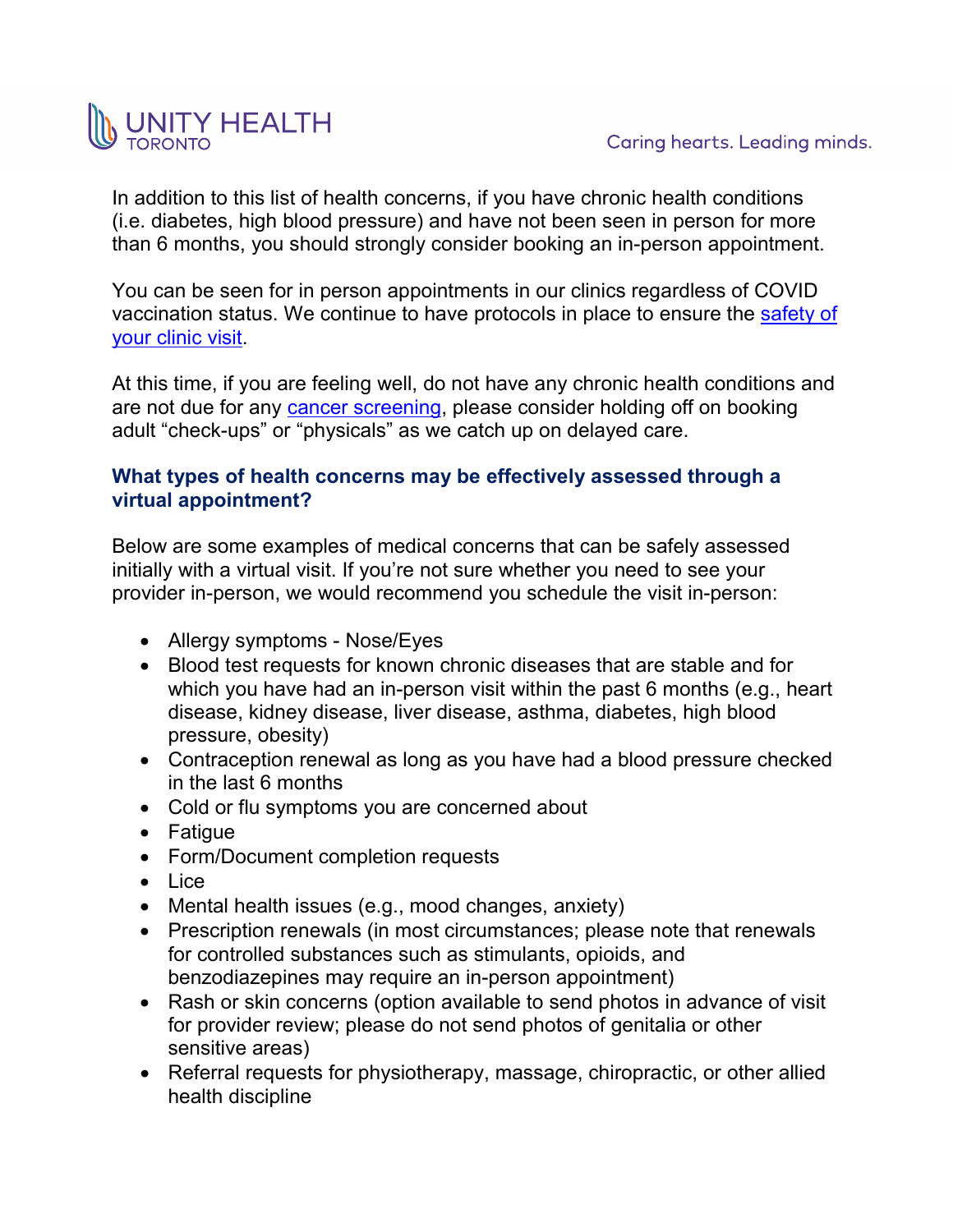In addition to this list of health concerns, if you have chronic health conditions (i.e. diabetes, high blood pressure) and have not been seen in person for more than 6 months, you should strongly consider booking an in-person appointment.

You can be seen for in person appointments in our clinics regardless of COVID vaccination status. We continue to have protocols in place to ensure the safety of your clinic visit.

At this time, if you are feeling well, do not have any chronic health conditions and are not due for any cancer screening, please consider holding off on booking adult "check-ups" or "physicals" as we catch up on delayed care.

### What types of health concerns may be effectively assessed through a virtual appointment?

Below are some examples of medical concerns that can be safely assessed initially with a virtual visit. If you're not sure whether you need to see your provider in-person, we would recommend you schedule the visit in-person:

- Allergy symptoms - Nose/Eyes
- Blood test requests for known chronic diseases that are stable and for which you have had an in-person visit within the past 6 months (e.g., heart disease, kidney disease, liver disease, asthma, diabetes, high blood pressure, obesity)
- Contraception renewal as long as you have had a blood pressure checked in the last 6 months
- Cold or flu symptoms you are concerned about
- Fatigue
- Form/Document completion requests
- Lice
- Mental health issues (e.g., mood changes, anxiety)
- Prescription renewals (in most circumstances; please note that renewals for controlled substances such as stimulants, opioids, and benzodiazepines may require an in-person appointment)
- Rash or skin concerns (option available to send photos in advance of visit for provider review; please do not send photos of genitalia or other sensitive areas)
- Referral requests for physiotherapy, massage, chiropractic, or other allied health discipline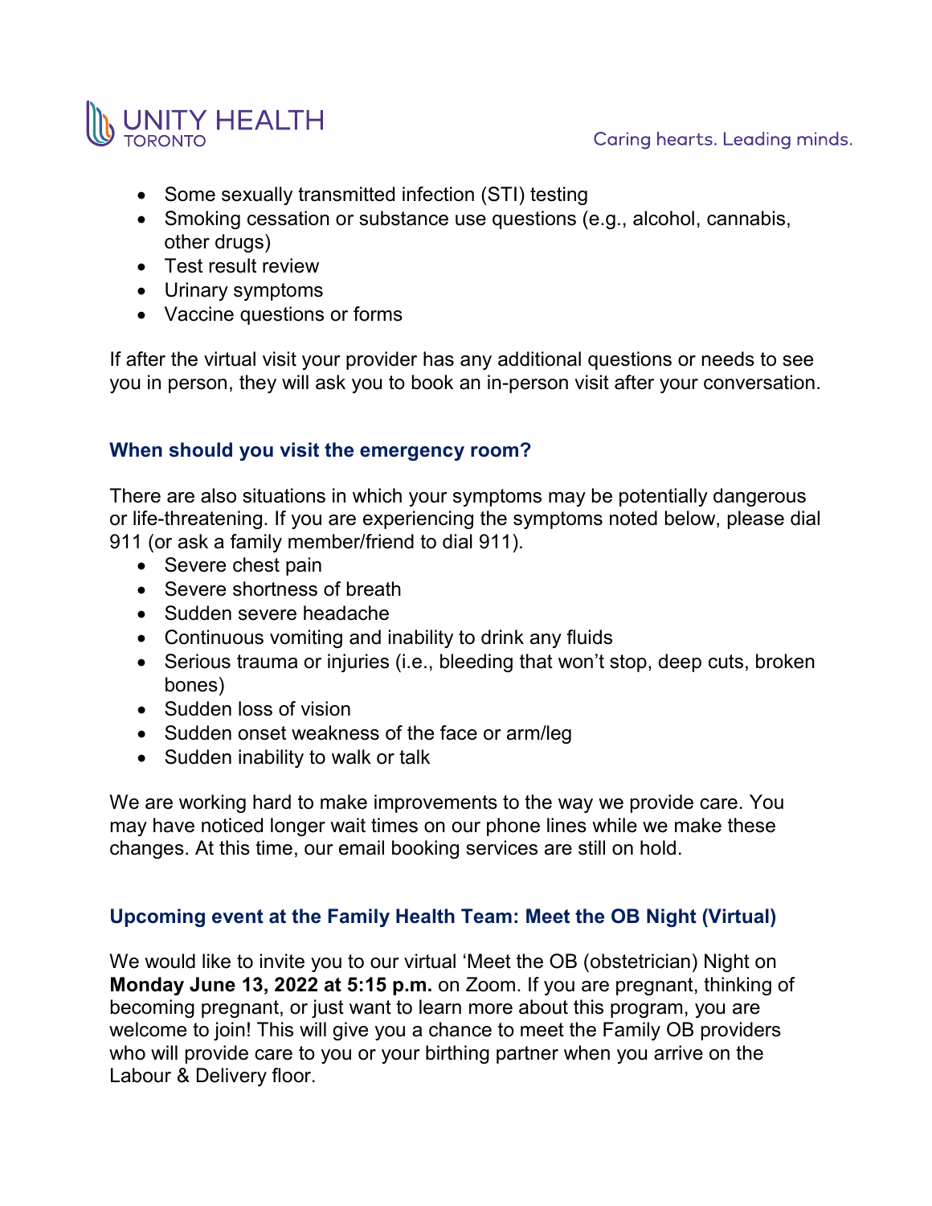- Some sexually transmitted infection (STI) testing
- Smoking cessation or substance use questions (e.g., alcohol, cannabis, other drugs)
- Test result review
- Urinary symptoms
- Vaccine questions or forms

If after the virtual visit your provider has any additional questions or needs to see you in person, they will ask you to book an in-person visit after your conversation.

### When should you visit the emergency room?

There are also situations in which your symptoms may be potentially dangerous or life-threatening. If you are experiencing the symptoms noted below, please dial 911 (or ask a family member/friend to dial 911).

- Severe chest pain
- Severe shortness of breath
- Sudden severe headache
- Continuous vomiting and inability to drink any fluids
- Serious trauma or injuries (i.e., bleeding that won't stop, deep cuts, broken bones)
- Sudden loss of vision
- Sudden onset weakness of the face or arm/leg
- Sudden inability to walk or talk

We are working hard to make improvements to the way we provide care. You may have noticed longer wait times on our phone lines while we make these changes. At this time, our email booking services are still on hold.

### Upcoming event at the Family Health Team: Meet the OB Night (Virtual)

We would like to invite you to our virtual 'Meet the OB (obstetrician) Night on **Monday June 13, 2022 at 5:15 p.m.** on Zoom. If you are pregnant, thinking of becoming pregnant, or just want to learn more about this program, you are welcome to join! This will give you a chance to meet the Family OB providers who will provide care to you or your birthing partner when you arrive on the Labour & Delivery floor.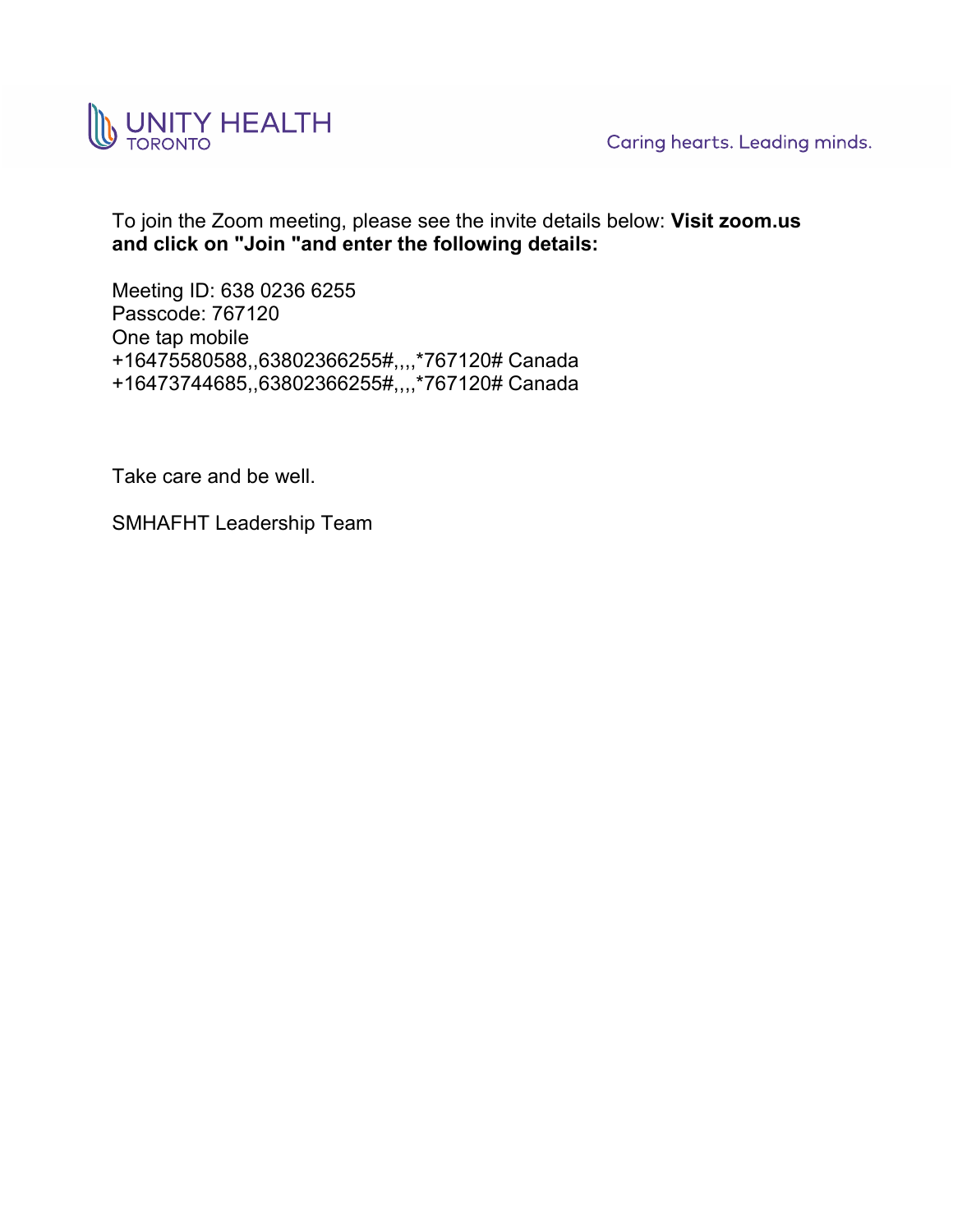To join the Zoom meeting, please see the invite details below: **Visit zoom.us and click on "Join "and enter the following details:**

Meeting ID: 638 0236 6255
Passcode: 767120
One tap mobile
+16475580588,,63802366255#,,,,*767120# Canada
+16473744685,,63802366255#,,,,*767120# Canada

Take care and be well.

SMHAFHT Leadership Team